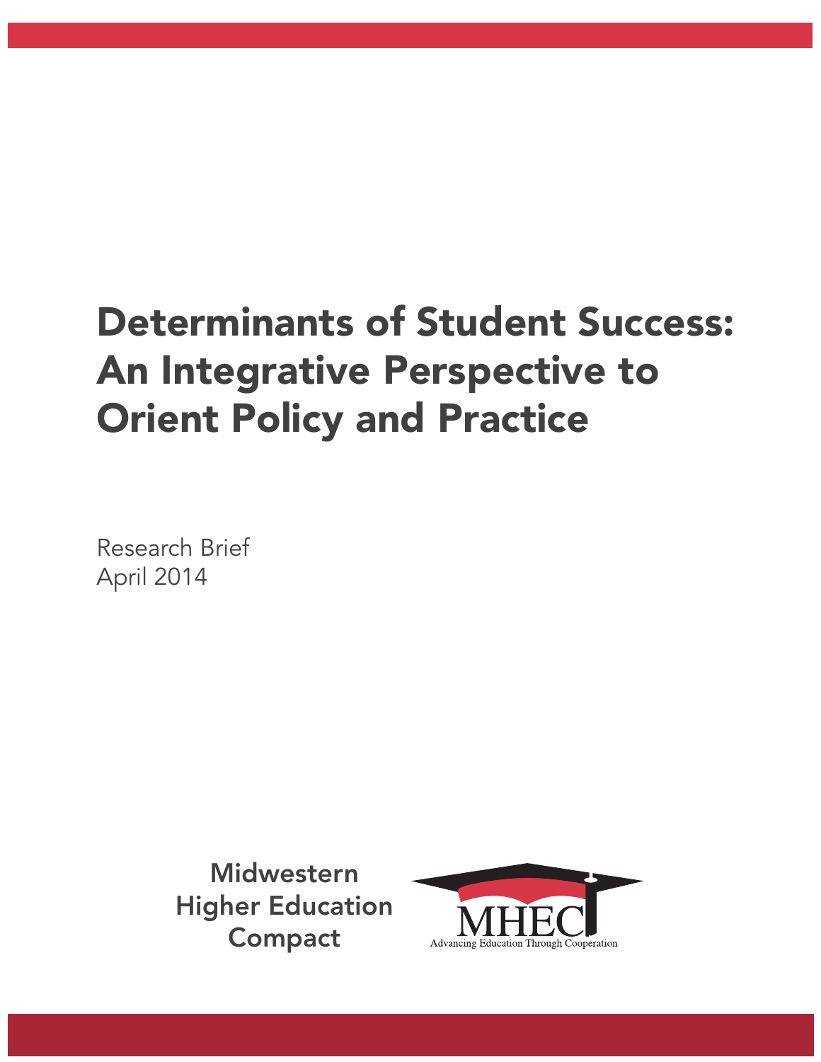# Determinants of Student Success: An Integrative Perspective to Orient Policy and Practice

Research Brief
April 2014

Midwestern
Higher Education
Compact

MHEC
Advancing Education Through Cooperation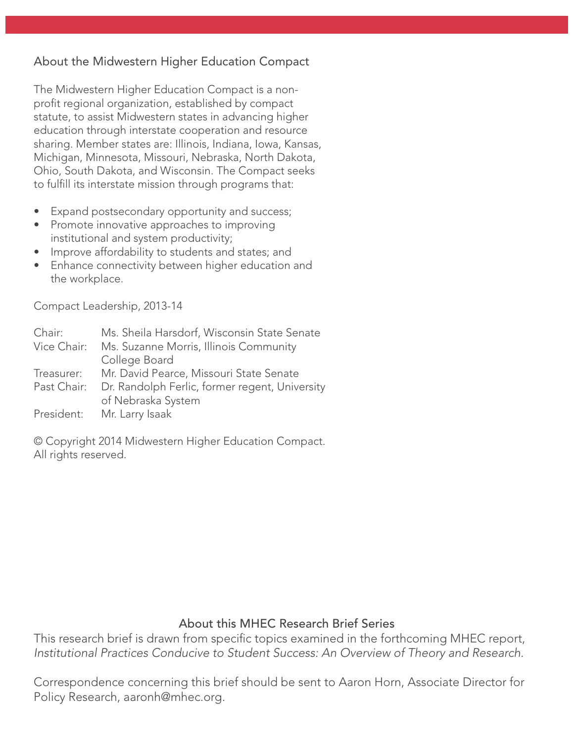## About the Midwestern Higher Education Compact

The Midwestern Higher Education Compact is a non-profit regional organization, established by compact statute, to assist Midwestern states in advancing higher education through interstate cooperation and resource sharing. Member states are: Illinois, Indiana, Iowa, Kansas, Michigan, Minnesota, Missouri, Nebraska, North Dakota, Ohio, South Dakota, and Wisconsin. The Compact seeks to fulfill its interstate mission through programs that:

- Expand postsecondary opportunity and success;
- Promote innovative approaches to improving institutional and system productivity;
- Improve affordability to students and states; and
- Enhance connectivity between higher education and the workplace.

Compact Leadership, 2013-14

| | |
|---|---|
| Chair: | Ms. Sheila Harsdorf, Wisconsin State Senate |
| Vice Chair: | Ms. Suzanne Morris, Illinois Community College Board |
| Treasurer: | Mr. David Pearce, Missouri State Senate |
| Past Chair: | Dr. Randolph Ferlic, former regent, University of Nebraska System |
| President: | Mr. Larry Isaak |

© Copyright 2014 Midwestern Higher Education Compact. All rights reserved.

## About this MHEC Research Brief Series

This research brief is drawn from specific topics examined in the forthcoming MHEC report, *Institutional Practices Conducive to Student Success: An Overview of Theory and Research*.

Correspondence concerning this brief should be sent to Aaron Horn, Associate Director for Policy Research, aaronh@mhec.org.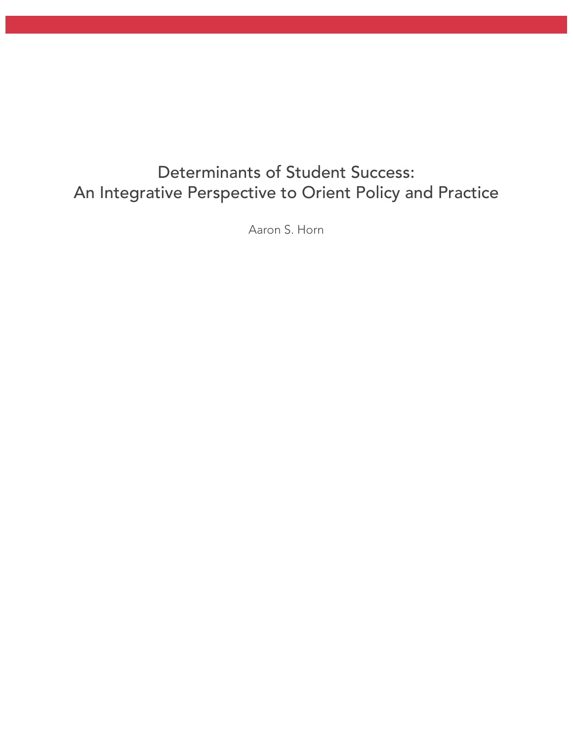# Determinants of Student Success: An Integrative Perspective to Orient Policy and Practice

Aaron S. Horn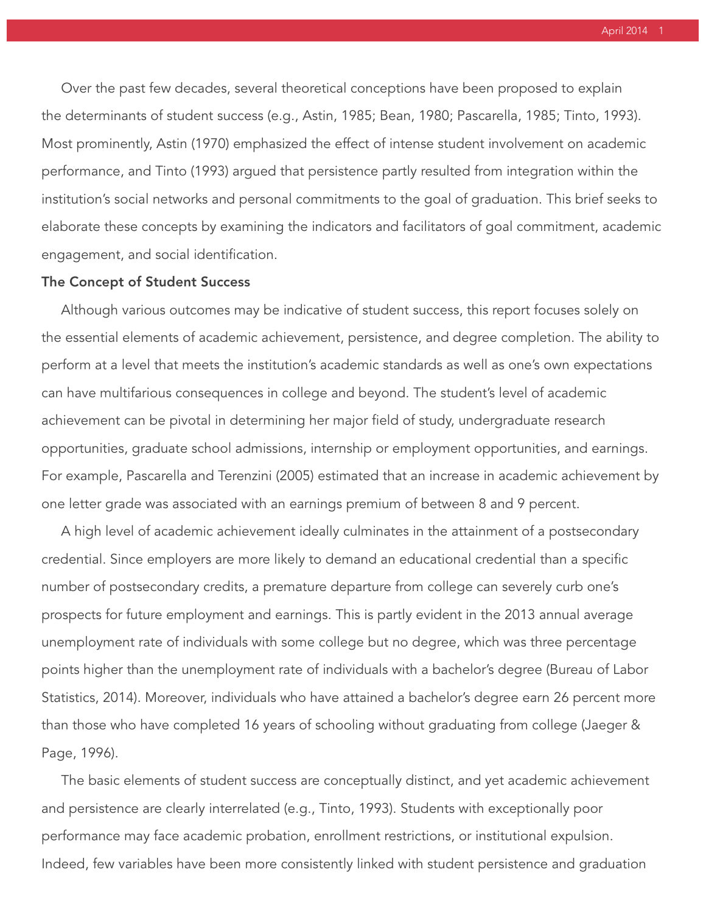Over the past few decades, several theoretical conceptions have been proposed to explain the determinants of student success (e.g., Astin, 1985; Bean, 1980; Pascarella, 1985; Tinto, 1993). Most prominently, Astin (1970) emphasized the effect of intense student involvement on academic performance, and Tinto (1993) argued that persistence partly resulted from integration within the institution's social networks and personal commitments to the goal of graduation. This brief seeks to elaborate these concepts by examining the indicators and facilitators of goal commitment, academic engagement, and social identification.

**The Concept of Student Success**

Although various outcomes may be indicative of student success, this report focuses solely on the essential elements of academic achievement, persistence, and degree completion. The ability to perform at a level that meets the institution's academic standards as well as one's own expectations can have multifarious consequences in college and beyond. The student's level of academic achievement can be pivotal in determining her major field of study, undergraduate research opportunities, graduate school admissions, internship or employment opportunities, and earnings. For example, Pascarella and Terenzini (2005) estimated that an increase in academic achievement by one letter grade was associated with an earnings premium of between 8 and 9 percent.

A high level of academic achievement ideally culminates in the attainment of a postsecondary credential. Since employers are more likely to demand an educational credential than a specific number of postsecondary credits, a premature departure from college can severely curb one's prospects for future employment and earnings. This is partly evident in the 2013 annual average unemployment rate of individuals with some college but no degree, which was three percentage points higher than the unemployment rate of individuals with a bachelor's degree (Bureau of Labor Statistics, 2014). Moreover, individuals who have attained a bachelor's degree earn 26 percent more than those who have completed 16 years of schooling without graduating from college (Jaeger & Page, 1996).

The basic elements of student success are conceptually distinct, and yet academic achievement and persistence are clearly interrelated (e.g., Tinto, 1993). Students with exceptionally poor performance may face academic probation, enrollment restrictions, or institutional expulsion. Indeed, few variables have been more consistently linked with student persistence and graduation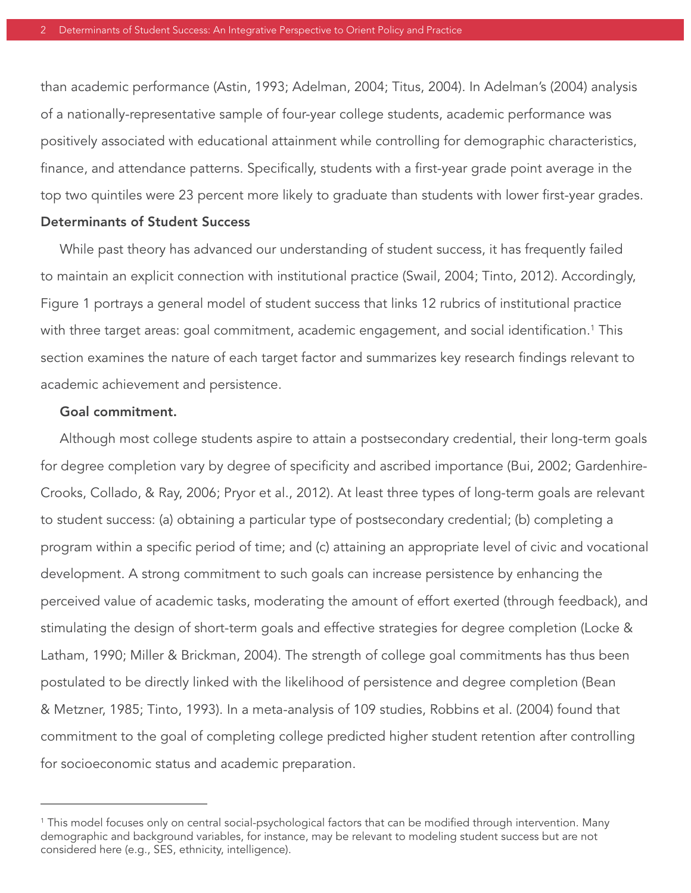than academic performance (Astin, 1993; Adelman, 2004; Titus, 2004). In Adelman's (2004) analysis of a nationally-representative sample of four-year college students, academic performance was positively associated with educational attainment while controlling for demographic characteristics, finance, and attendance patterns. Specifically, students with a first-year grade point average in the top two quintiles were 23 percent more likely to graduate than students with lower first-year grades.

## Determinants of Student Success

While past theory has advanced our understanding of student success, it has frequently failed to maintain an explicit connection with institutional practice (Swail, 2004; Tinto, 2012). Accordingly, Figure 1 portrays a general model of student success that links 12 rubrics of institutional practice with three target areas: goal commitment, academic engagement, and social identification.[1] This section examines the nature of each target factor and summarizes key research findings relevant to academic achievement and persistence.

### Goal commitment.

Although most college students aspire to attain a postsecondary credential, their long-term goals for degree completion vary by degree of specificity and ascribed importance (Bui, 2002; Gardenhire-Crooks, Collado, & Ray, 2006; Pryor et al., 2012). At least three types of long-term goals are relevant to student success: (a) obtaining a particular type of postsecondary credential; (b) completing a program within a specific period of time; and (c) attaining an appropriate level of civic and vocational development. A strong commitment to such goals can increase persistence by enhancing the perceived value of academic tasks, moderating the amount of effort exerted (through feedback), and stimulating the design of short-term goals and effective strategies for degree completion (Locke & Latham, 1990; Miller & Brickman, 2004). The strength of college goal commitments has thus been postulated to be directly linked with the likelihood of persistence and degree completion (Bean & Metzner, 1985; Tinto, 1993). In a meta-analysis of 109 studies, Robbins et al. (2004) found that commitment to the goal of completing college predicted higher student retention after controlling for socioeconomic status and academic preparation.

---

[1] This model focuses only on central social-psychological factors that can be modified through intervention. Many demographic and background variables, for instance, may be relevant to modeling student success but are not considered here (e.g., SES, ethnicity, intelligence).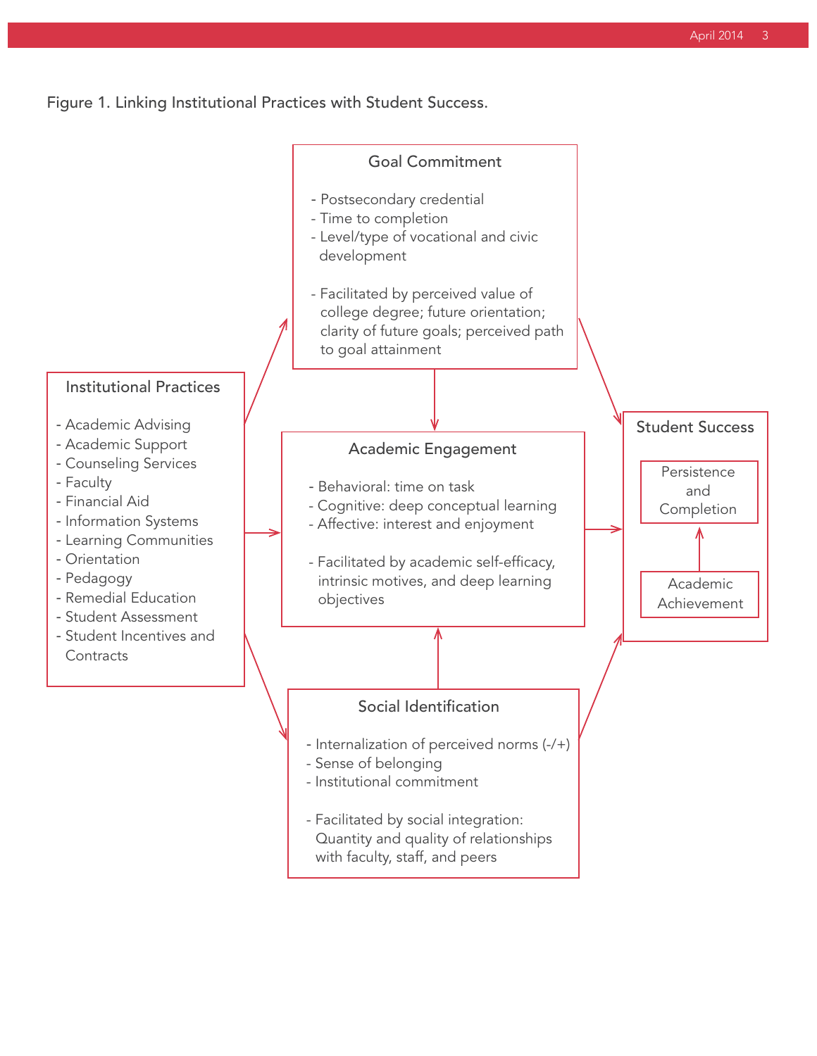Figure 1. Linking Institutional Practices with Student Success.

**Institutional Practices**

- Academic Advising
- Academic Support
- Counseling Services
- Faculty
- Financial Aid
- Information Systems
- Learning Communities
- Orientation
- Pedagogy
- Remedial Education
- Student Assessment
- Student Incentives and Contracts

**Goal Commitment**

- Postsecondary credential
- Time to completion
- Level/type of vocational and civic development

- Facilitated by perceived value of college degree; future orientation; clarity of future goals; perceived path to goal attainment

**Academic Engagement**

- Behavioral: time on task
- Cognitive: deep conceptual learning
- Affective: interest and enjoyment

- Facilitated by academic self-efficacy, intrinsic motives, and deep learning objectives

**Social Identification**

- Internalization of perceived norms (-/+)
- Sense of belonging
- Institutional commitment

- Facilitated by social integration: Quantity and quality of relationships with faculty, staff, and peers

**Student Success**

- Persistence and Completion
- Academic Achievement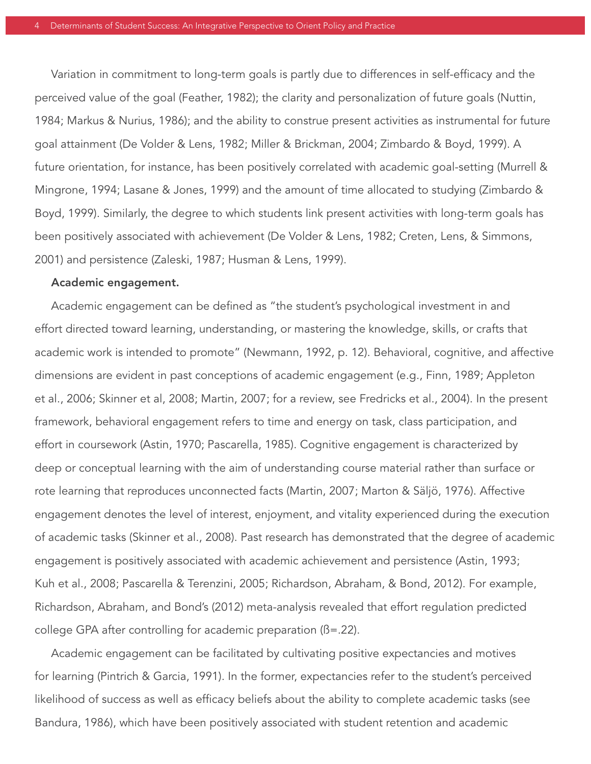Variation in commitment to long-term goals is partly due to differences in self-efficacy and the perceived value of the goal (Feather, 1982); the clarity and personalization of future goals (Nuttin, 1984; Markus & Nurius, 1986); and the ability to construe present activities as instrumental for future goal attainment (De Volder & Lens, 1982; Miller & Brickman, 2004; Zimbardo & Boyd, 1999). A future orientation, for instance, has been positively correlated with academic goal-setting (Murrell & Mingrone, 1994; Lasane & Jones, 1999) and the amount of time allocated to studying (Zimbardo & Boyd, 1999). Similarly, the degree to which students link present activities with long-term goals has been positively associated with achievement (De Volder & Lens, 1982; Creten, Lens, & Simmons, 2001) and persistence (Zaleski, 1987; Husman & Lens, 1999).

**Academic engagement.**

Academic engagement can be defined as "the student's psychological investment in and effort directed toward learning, understanding, or mastering the knowledge, skills, or crafts that academic work is intended to promote" (Newmann, 1992, p. 12). Behavioral, cognitive, and affective dimensions are evident in past conceptions of academic engagement (e.g., Finn, 1989; Appleton et al., 2006; Skinner et al, 2008; Martin, 2007; for a review, see Fredricks et al., 2004). In the present framework, behavioral engagement refers to time and energy on task, class participation, and effort in coursework (Astin, 1970; Pascarella, 1985). Cognitive engagement is characterized by deep or conceptual learning with the aim of understanding course material rather than surface or rote learning that reproduces unconnected facts (Martin, 2007; Marton & Säljö, 1976). Affective engagement denotes the level of interest, enjoyment, and vitality experienced during the execution of academic tasks (Skinner et al., 2008). Past research has demonstrated that the degree of academic engagement is positively associated with academic achievement and persistence (Astin, 1993; Kuh et al., 2008; Pascarella & Terenzini, 2005; Richardson, Abraham, & Bond, 2012). For example, Richardson, Abraham, and Bond's (2012) meta-analysis revealed that effort regulation predicted college GPA after controlling for academic preparation ($ß=.22$).

Academic engagement can be facilitated by cultivating positive expectancies and motives for learning (Pintrich & Garcia, 1991). In the former, expectancies refer to the student's perceived likelihood of success as well as efficacy beliefs about the ability to complete academic tasks (see Bandura, 1986), which have been positively associated with student retention and academic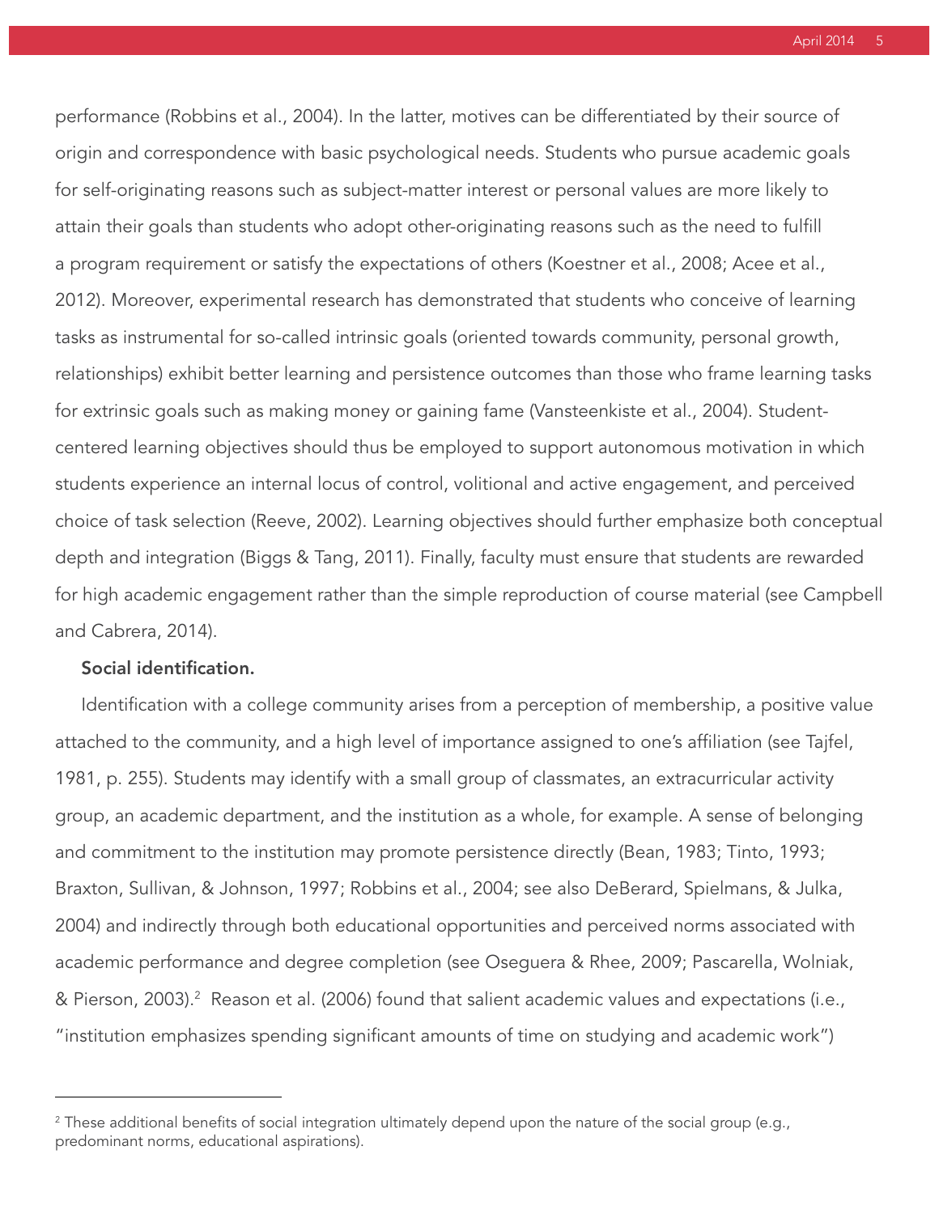performance (Robbins et al., 2004). In the latter, motives can be differentiated by their source of origin and correspondence with basic psychological needs. Students who pursue academic goals for self-originating reasons such as subject-matter interest or personal values are more likely to attain their goals than students who adopt other-originating reasons such as the need to fulfill a program requirement or satisfy the expectations of others (Koestner et al., 2008; Acee et al., 2012). Moreover, experimental research has demonstrated that students who conceive of learning tasks as instrumental for so-called intrinsic goals (oriented towards community, personal growth, relationships) exhibit better learning and persistence outcomes than those who frame learning tasks for extrinsic goals such as making money or gaining fame (Vansteenkiste et al., 2004). Student-centered learning objectives should thus be employed to support autonomous motivation in which students experience an internal locus of control, volitional and active engagement, and perceived choice of task selection (Reeve, 2002). Learning objectives should further emphasize both conceptual depth and integration (Biggs & Tang, 2011). Finally, faculty must ensure that students are rewarded for high academic engagement rather than the simple reproduction of course material (see Campbell and Cabrera, 2014).

**Social identification.**

Identification with a college community arises from a perception of membership, a positive value attached to the community, and a high level of importance assigned to one's affiliation (see Tajfel, 1981, p. 255). Students may identify with a small group of classmates, an extracurricular activity group, an academic department, and the institution as a whole, for example. A sense of belonging and commitment to the institution may promote persistence directly (Bean, 1983; Tinto, 1993; Braxton, Sullivan, & Johnson, 1997; Robbins et al., 2004; see also DeBerard, Spielmans, & Julka, 2004) and indirectly through both educational opportunities and perceived norms associated with academic performance and degree completion (see Oseguera & Rhee, 2009; Pascarella, Wolniak, & Pierson, 2003).[2] Reason et al. (2006) found that salient academic values and expectations (i.e., "institution emphasizes spending significant amounts of time on studying and academic work")

---

[2] These additional benefits of social integration ultimately depend upon the nature of the social group (e.g., predominant norms, educational aspirations).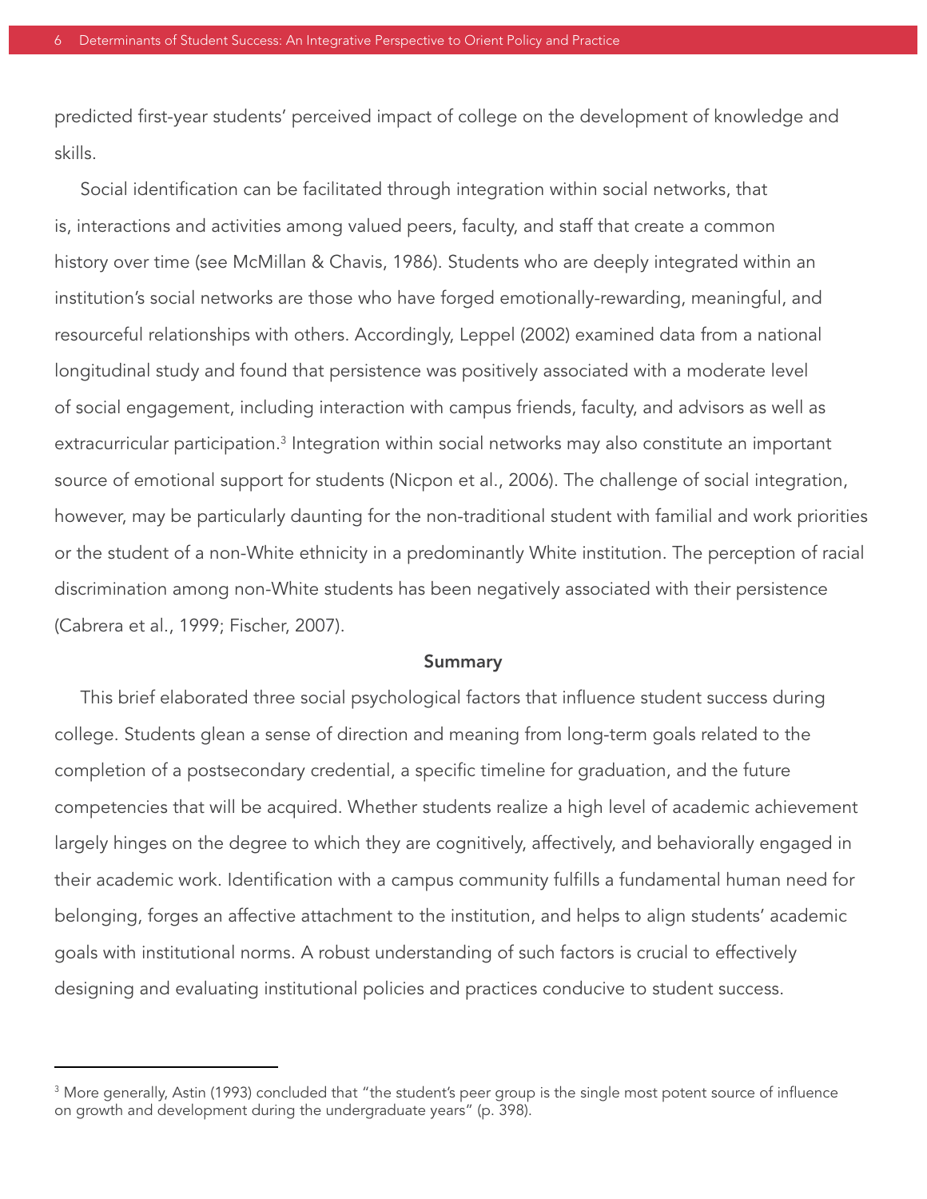predicted first-year students' perceived impact of college on the development of knowledge and skills.

Social identification can be facilitated through integration within social networks, that is, interactions and activities among valued peers, faculty, and staff that create a common history over time (see McMillan & Chavis, 1986). Students who are deeply integrated within an institution's social networks are those who have forged emotionally-rewarding, meaningful, and resourceful relationships with others. Accordingly, Leppel (2002) examined data from a national longitudinal study and found that persistence was positively associated with a moderate level of social engagement, including interaction with campus friends, faculty, and advisors as well as extracurricular participation.[3] Integration within social networks may also constitute an important source of emotional support for students (Nicpon et al., 2006). The challenge of social integration, however, may be particularly daunting for the non-traditional student with familial and work priorities or the student of a non-White ethnicity in a predominantly White institution. The perception of racial discrimination among non-White students has been negatively associated with their persistence (Cabrera et al., 1999; Fischer, 2007).

## Summary

This brief elaborated three social psychological factors that influence student success during college. Students glean a sense of direction and meaning from long-term goals related to the completion of a postsecondary credential, a specific timeline for graduation, and the future competencies that will be acquired. Whether students realize a high level of academic achievement largely hinges on the degree to which they are cognitively, affectively, and behaviorally engaged in their academic work. Identification with a campus community fulfills a fundamental human need for belonging, forges an affective attachment to the institution, and helps to align students' academic goals with institutional norms. A robust understanding of such factors is crucial to effectively designing and evaluating institutional policies and practices conducive to student success.

---

[3] More generally, Astin (1993) concluded that "the student's peer group is the single most potent source of influence on growth and development during the undergraduate years" (p. 398).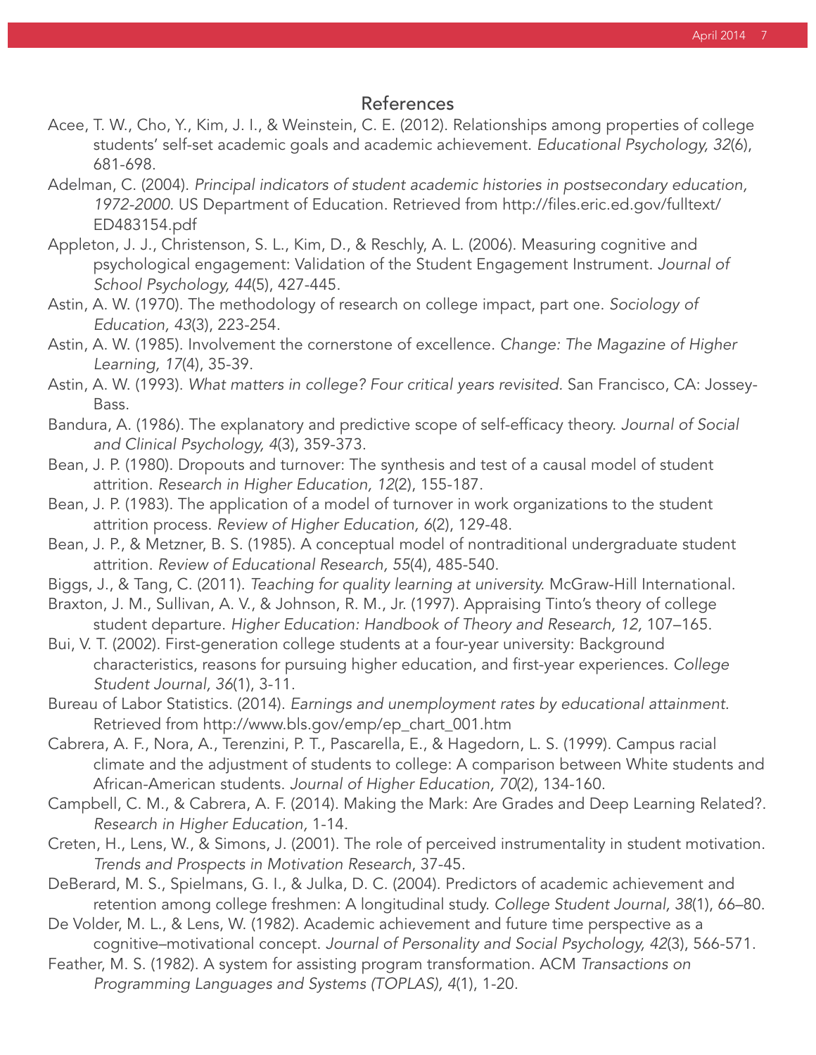## References

Acee, T. W., Cho, Y., Kim, J. I., & Weinstein, C. E. (2012). Relationships among properties of college students' self-set academic goals and academic achievement. *Educational Psychology, 32*(6), 681-698.

Adelman, C. (2004). *Principal indicators of student academic histories in postsecondary education, 1972-2000*. US Department of Education. Retrieved from http://files.eric.ed.gov/fulltext/ED483154.pdf

Appleton, J. J., Christenson, S. L., Kim, D., & Reschly, A. L. (2006). Measuring cognitive and psychological engagement: Validation of the Student Engagement Instrument. *Journal of School Psychology, 44*(5), 427-445.

Astin, A. W. (1970). The methodology of research on college impact, part one. *Sociology of Education, 43*(3), 223-254.

Astin, A. W. (1985). Involvement the cornerstone of excellence. *Change: The Magazine of Higher Learning, 17*(4), 35-39.

Astin, A. W. (1993). *What matters in college? Four critical years revisited*. San Francisco, CA: Jossey-Bass.

Bandura, A. (1986). The explanatory and predictive scope of self-efficacy theory. *Journal of Social and Clinical Psychology, 4*(3), 359-373.

Bean, J. P. (1980). Dropouts and turnover: The synthesis and test of a causal model of student attrition. *Research in Higher Education, 12*(2), 155-187.

Bean, J. P. (1983). The application of a model of turnover in work organizations to the student attrition process. *Review of Higher Education, 6*(2), 129-48.

Bean, J. P., & Metzner, B. S. (1985). A conceptual model of nontraditional undergraduate student attrition. *Review of Educational Research, 55*(4), 485-540.

Biggs, J., & Tang, C. (2011). *Teaching for quality learning at university*. McGraw-Hill International.

Braxton, J. M., Sullivan, A. V., & Johnson, R. M., Jr. (1997). Appraising Tinto's theory of college student departure. *Higher Education: Handbook of Theory and Research, 12,* 107–165.

Bui, V. T. (2002). First-generation college students at a four-year university: Background characteristics, reasons for pursuing higher education, and first-year experiences. *College Student Journal, 36*(1), 3-11.

Bureau of Labor Statistics. (2014). *Earnings and unemployment rates by educational attainment.* Retrieved from http://www.bls.gov/emp/ep_chart_001.htm

Cabrera, A. F., Nora, A., Terenzini, P. T., Pascarella, E., & Hagedorn, L. S. (1999). Campus racial climate and the adjustment of students to college: A comparison between White students and African-American students. *Journal of Higher Education, 70*(2), 134-160.

Campbell, C. M., & Cabrera, A. F. (2014). Making the Mark: Are Grades and Deep Learning Related?. *Research in Higher Education,* 1-14.

Creten, H., Lens, W., & Simons, J. (2001). The role of perceived instrumentality in student motivation. *Trends and Prospects in Motivation Research*, 37-45.

DeBerard, M. S., Spielmans, G. I., & Julka, D. C. (2004). Predictors of academic achievement and retention among college freshmen: A longitudinal study. *College Student Journal, 38*(1), 66–80.

De Volder, M. L., & Lens, W. (1982). Academic achievement and future time perspective as a cognitive–motivational concept. *Journal of Personality and Social Psychology, 42*(3), 566-571.

Feather, M. S. (1982). A system for assisting program transformation. ACM *Transactions on Programming Languages and Systems (TOPLAS), 4*(1), 1-20.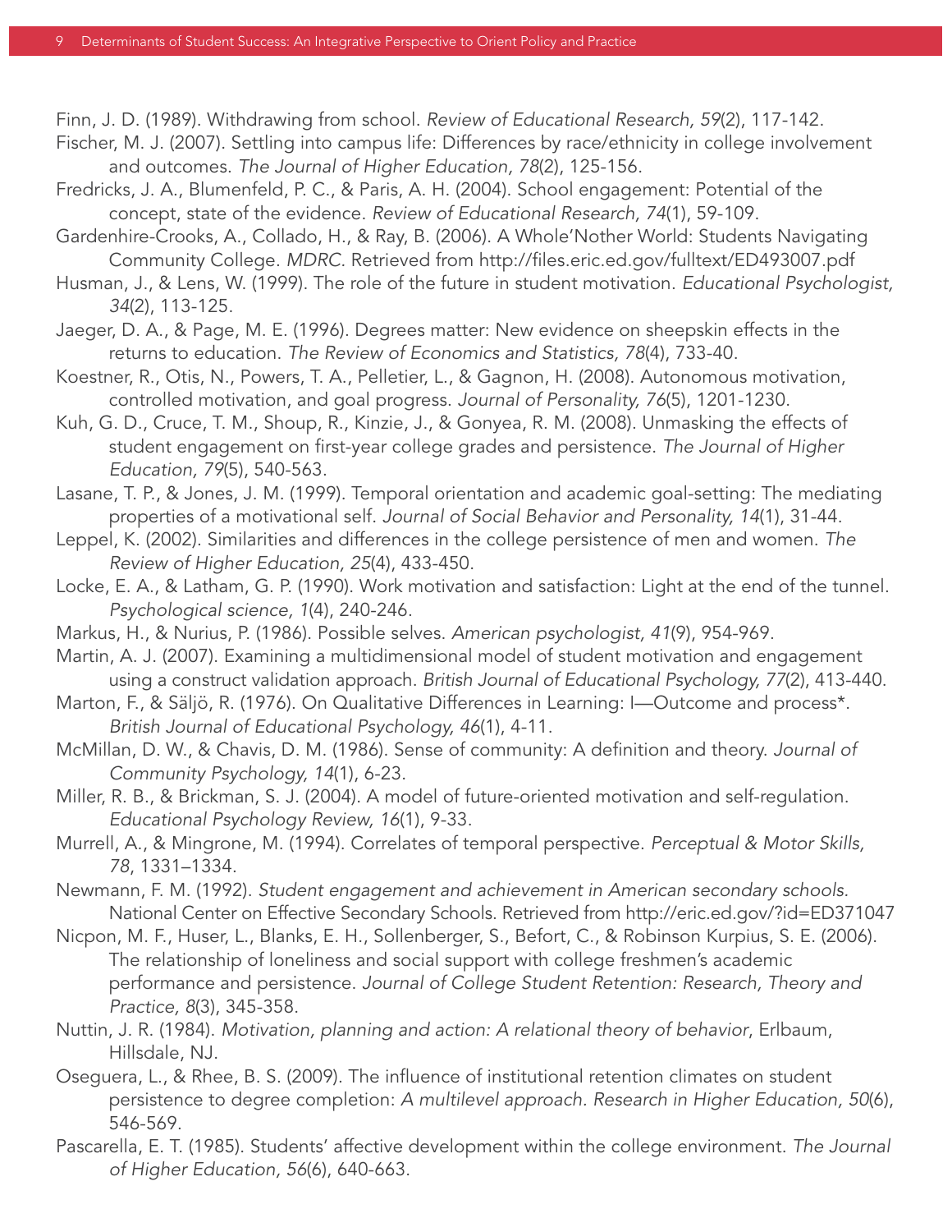Finn, J. D. (1989). Withdrawing from school. *Review of Educational Research, 59*(2), 117-142.

Fischer, M. J. (2007). Settling into campus life: Differences by race/ethnicity in college involvement and outcomes. *The Journal of Higher Education, 78*(2), 125-156.

Fredricks, J. A., Blumenfeld, P. C., & Paris, A. H. (2004). School engagement: Potential of the concept, state of the evidence. *Review of Educational Research, 74*(1), 59-109.

Gardenhire-Crooks, A., Collado, H., & Ray, B. (2006). A Whole'Nother World: Students Navigating Community College. *MDRC*. Retrieved from http://files.eric.ed.gov/fulltext/ED493007.pdf

Husman, J., & Lens, W. (1999). The role of the future in student motivation. *Educational Psychologist, 34*(2), 113-125.

Jaeger, D. A., & Page, M. E. (1996). Degrees matter: New evidence on sheepskin effects in the returns to education. *The Review of Economics and Statistics, 78*(4), 733-40.

Koestner, R., Otis, N., Powers, T. A., Pelletier, L., & Gagnon, H. (2008). Autonomous motivation, controlled motivation, and goal progress. *Journal of Personality, 76*(5), 1201-1230.

Kuh, G. D., Cruce, T. M., Shoup, R., Kinzie, J., & Gonyea, R. M. (2008). Unmasking the effects of student engagement on first-year college grades and persistence. *The Journal of Higher Education, 79*(5), 540-563.

Lasane, T. P., & Jones, J. M. (1999). Temporal orientation and academic goal-setting: The mediating properties of a motivational self. *Journal of Social Behavior and Personality, 14*(1), 31-44.

Leppel, K. (2002). Similarities and differences in the college persistence of men and women. *The Review of Higher Education, 25*(4), 433-450.

Locke, E. A., & Latham, G. P. (1990). Work motivation and satisfaction: Light at the end of the tunnel. *Psychological science, 1*(4), 240-246.

Markus, H., & Nurius, P. (1986). Possible selves. *American psychologist, 41*(9), 954-969.

Martin, A. J. (2007). Examining a multidimensional model of student motivation and engagement using a construct validation approach. *British Journal of Educational Psychology, 77*(2), 413-440.

Marton, F., & Säljö, R. (1976). On Qualitative Differences in Learning: I—Outcome and process*. *British Journal of Educational Psychology, 46*(1), 4-11.

McMillan, D. W., & Chavis, D. M. (1986). Sense of community: A definition and theory. *Journal of Community Psychology, 14*(1), 6-23.

Miller, R. B., & Brickman, S. J. (2004). A model of future-oriented motivation and self-regulation. *Educational Psychology Review, 16*(1), 9-33.

Murrell, A., & Mingrone, M. (1994). Correlates of temporal perspective. *Perceptual & Motor Skills, 78*, 1331–1334.

Newmann, F. M. (1992). *Student engagement and achievement in American secondary schools.* National Center on Effective Secondary Schools. Retrieved from http://eric.ed.gov/?id=ED371047

Nicpon, M. F., Huser, L., Blanks, E. H., Sollenberger, S., Befort, C., & Robinson Kurpius, S. E. (2006). The relationship of loneliness and social support with college freshmen's academic performance and persistence. *Journal of College Student Retention: Research, Theory and Practice, 8*(3), 345-358.

Nuttin, J. R. (1984). *Motivation, planning and action: A relational theory of behavior*, Erlbaum, Hillsdale, NJ.

Oseguera, L., & Rhee, B. S. (2009). The influence of institutional retention climates on student persistence to degree completion: *A multilevel approach. Research in Higher Education, 50*(6), 546-569.

Pascarella, E. T. (1985). Students' affective development within the college environment. *The Journal of Higher Education, 56*(6), 640-663.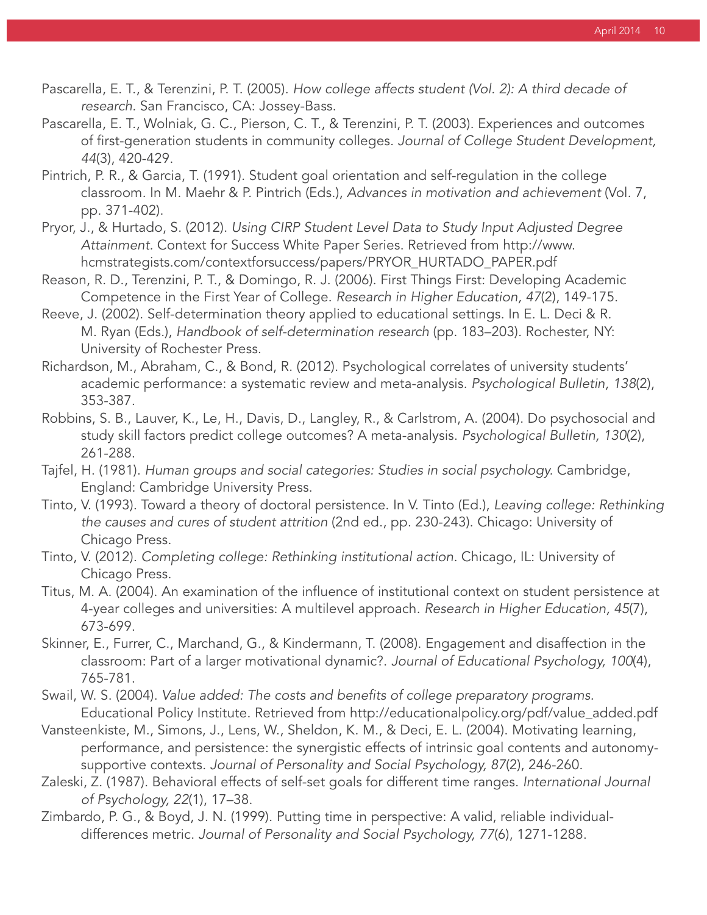Pascarella, E. T., & Terenzini, P. T. (2005). *How college affects student (Vol. 2): A third decade of research*. San Francisco, CA: Jossey-Bass.

Pascarella, E. T., Wolniak, G. C., Pierson, C. T., & Terenzini, P. T. (2003). Experiences and outcomes of first-generation students in community colleges. *Journal of College Student Development, 44*(3), 420-429.

Pintrich, P. R., & Garcia, T. (1991). Student goal orientation and self-regulation in the college classroom. In M. Maehr & P. Pintrich (Eds.), *Advances in motivation and achievement* (Vol. 7, pp. 371-402).

Pryor, J., & Hurtado, S. (2012). *Using CIRP Student Level Data to Study Input Adjusted Degree Attainment.* Context for Success White Paper Series. Retrieved from http://www.hcmstrategists.com/contextforsuccess/papers/PRYOR_HURTADO_PAPER.pdf

Reason, R. D., Terenzini, P. T., & Domingo, R. J. (2006). First Things First: Developing Academic Competence in the First Year of College. *Research in Higher Education, 47*(2), 149-175.

Reeve, J. (2002). Self-determination theory applied to educational settings. In E. L. Deci & R. M. Ryan (Eds.), *Handbook of self-determination research* (pp. 183–203). Rochester, NY: University of Rochester Press.

Richardson, M., Abraham, C., & Bond, R. (2012). Psychological correlates of university students' academic performance: a systematic review and meta-analysis. *Psychological Bulletin, 138*(2), 353-387.

Robbins, S. B., Lauver, K., Le, H., Davis, D., Langley, R., & Carlstrom, A. (2004). Do psychosocial and study skill factors predict college outcomes? A meta-analysis. *Psychological Bulletin, 130*(2), 261-288.

Tajfel, H. (1981). *Human groups and social categories: Studies in social psychology.* Cambridge, England: Cambridge University Press.

Tinto, V. (1993). Toward a theory of doctoral persistence. In V. Tinto (Ed.), *Leaving college: Rethinking the causes and cures of student attrition* (2nd ed., pp. 230-243). Chicago: University of Chicago Press.

Tinto, V. (2012). *Completing college: Rethinking institutional action.* Chicago, IL: University of Chicago Press.

Titus, M. A. (2004). An examination of the influence of institutional context on student persistence at 4-year colleges and universities: A multilevel approach. *Research in Higher Education, 45*(7), 673-699.

Skinner, E., Furrer, C., Marchand, G., & Kindermann, T. (2008). Engagement and disaffection in the classroom: Part of a larger motivational dynamic?. *Journal of Educational Psychology, 100*(4), 765-781.

Swail, W. S. (2004). *Value added: The costs and benefits of college preparatory programs.* Educational Policy Institute. Retrieved from http://educationalpolicy.org/pdf/value_added.pdf

Vansteenkiste, M., Simons, J., Lens, W., Sheldon, K. M., & Deci, E. L. (2004). Motivating learning, performance, and persistence: the synergistic effects of intrinsic goal contents and autonomy-supportive contexts. *Journal of Personality and Social Psychology, 87*(2), 246-260.

Zaleski, Z. (1987). Behavioral effects of self-set goals for different time ranges. *International Journal of Psychology, 22*(1), 17–38.

Zimbardo, P. G., & Boyd, J. N. (1999). Putting time in perspective: A valid, reliable individual-differences metric. *Journal of Personality and Social Psychology, 77*(6), 1271-1288.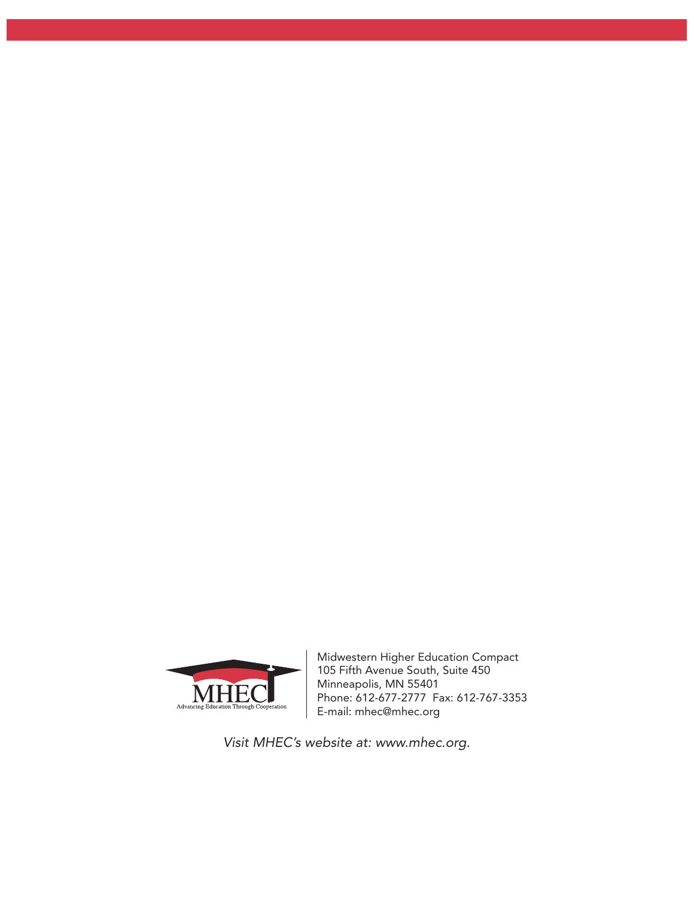MHEC
Advancing Education Through Cooperation

Midwestern Higher Education Compact
105 Fifth Avenue South, Suite 450
Minneapolis, MN 55401
Phone: 612-677-2777 Fax: 612-767-3353
E-mail: mhec@mhec.org

*Visit MHEC's website at: www.mhec.org.*